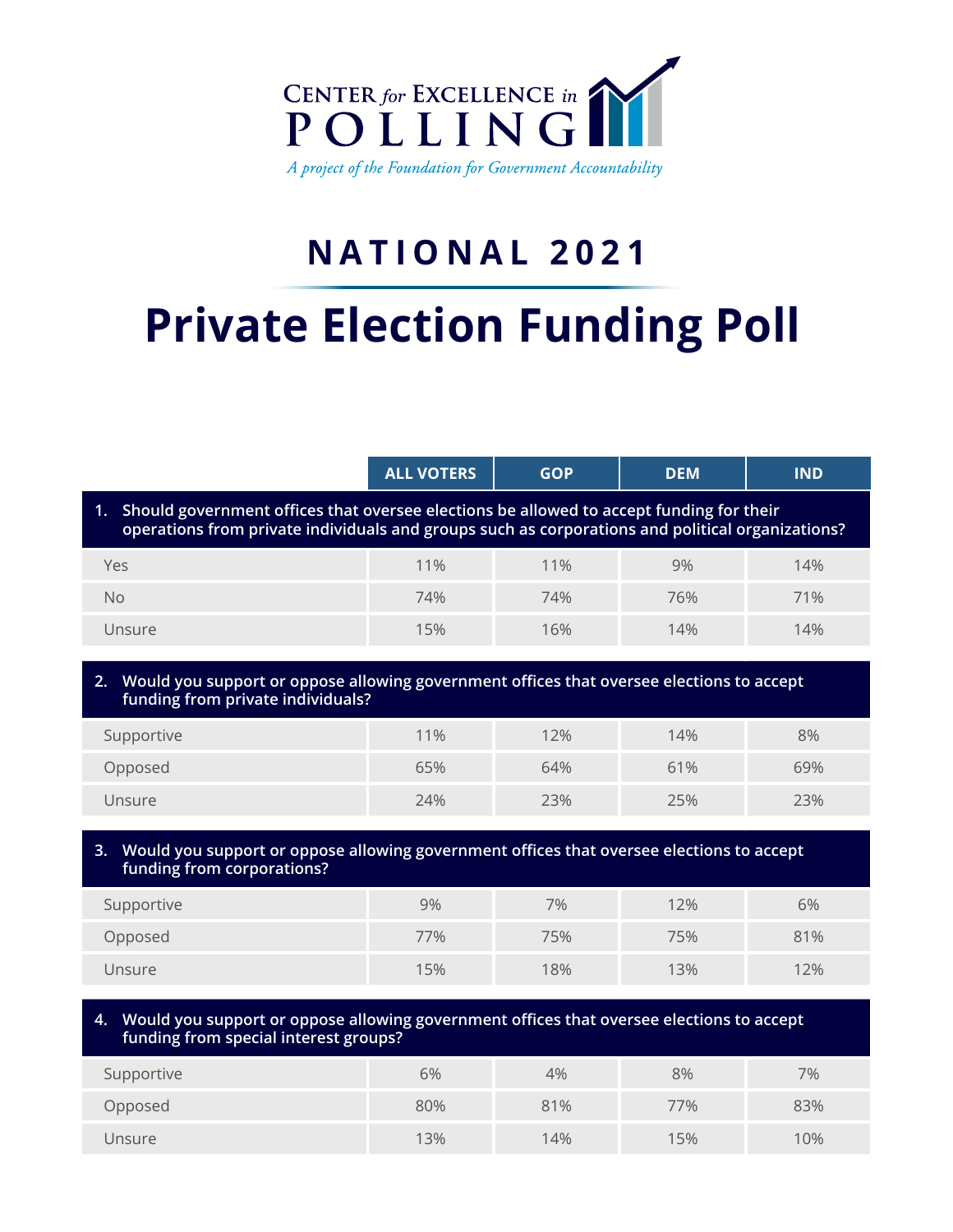CENTER *for* EXCELLENCE *in* POLLING

*A project of the Foundation for Government Accountability*

## NATIONAL 2021

# Private Election Funding Poll

| | ALL VOTERS | GOP | DEM | IND |
|---|---|---|---|---|
| **1. Should government offices that oversee elections be allowed to accept funding for their operations from private individuals and groups such as corporations and political organizations?** | | | | |
| Yes | 11% | 11% | 9% | 14% |
| No | 74% | 74% | 76% | 71% |
| Unsure | 15% | 16% | 14% | 14% |
| **2. Would you support or oppose allowing government offices that oversee elections to accept funding from private individuals?** | | | | |
| Supportive | 11% | 12% | 14% | 8% |
| Opposed | 65% | 64% | 61% | 69% |
| Unsure | 24% | 23% | 25% | 23% |
| **3. Would you support or oppose allowing government offices that oversee elections to accept funding from corporations?** | | | | |
| Supportive | 9% | 7% | 12% | 6% |
| Opposed | 77% | 75% | 75% | 81% |
| Unsure | 15% | 18% | 13% | 12% |
| **4. Would you support or oppose allowing government offices that oversee elections to accept funding from special interest groups?** | | | | |
| Supportive | 6% | 4% | 8% | 7% |
| Opposed | 80% | 81% | 77% | 83% |
| Unsure | 13% | 14% | 15% | 10% |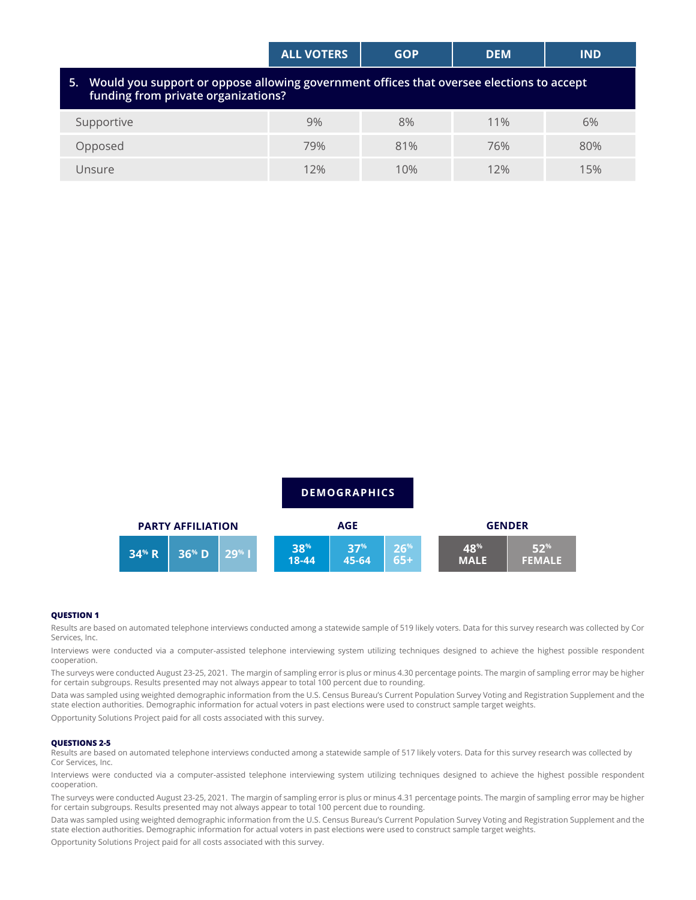| | ALL VOTERS | GOP | DEM | IND |
|---|---|---|---|---|
| **5. Would you support or oppose allowing government offices that oversee elections to accept funding from private organizations?** | | | | |
| Supportive | 9% | 8% | 11% | 6% |
| Opposed | 79% | 81% | 76% | 80% |
| Unsure | 12% | 10% | 12% | 15% |

## DEMOGRAPHICS

**PARTY AFFILIATION**

34% R
36% D
29% I

**AGE**

38% 18-44
37% 45-64
26% 65+

**GENDER**

48% MALE
52% FEMALE

**QUESTION 1**

Results are based on automated telephone interviews conducted among a statewide sample of 519 likely voters. Data for this survey research was collected by Cor Services, Inc.

Interviews were conducted via a computer-assisted telephone interviewing system utilizing techniques designed to achieve the highest possible respondent cooperation.

The surveys were conducted August 23-25, 2021. The margin of sampling error is plus or minus 4.30 percentage points. The margin of sampling error may be higher for certain subgroups. Results presented may not always appear to total 100 percent due to rounding.

Data was sampled using weighted demographic information from the U.S. Census Bureau's Current Population Survey Voting and Registration Supplement and the state election authorities. Demographic information for actual voters in past elections were used to construct sample target weights.

Opportunity Solutions Project paid for all costs associated with this survey.

**QUESTIONS 2-5**

Results are based on automated telephone interviews conducted among a statewide sample of 517 likely voters. Data for this survey research was collected by Cor Services, Inc.

Interviews were conducted via a computer-assisted telephone interviewing system utilizing techniques designed to achieve the highest possible respondent cooperation.

The surveys were conducted August 23-25, 2021. The margin of sampling error is plus or minus 4.31 percentage points. The margin of sampling error may be higher for certain subgroups. Results presented may not always appear to total 100 percent due to rounding.

Data was sampled using weighted demographic information from the U.S. Census Bureau's Current Population Survey Voting and Registration Supplement and the state election authorities. Demographic information for actual voters in past elections were used to construct sample target weights.

Opportunity Solutions Project paid for all costs associated with this survey.